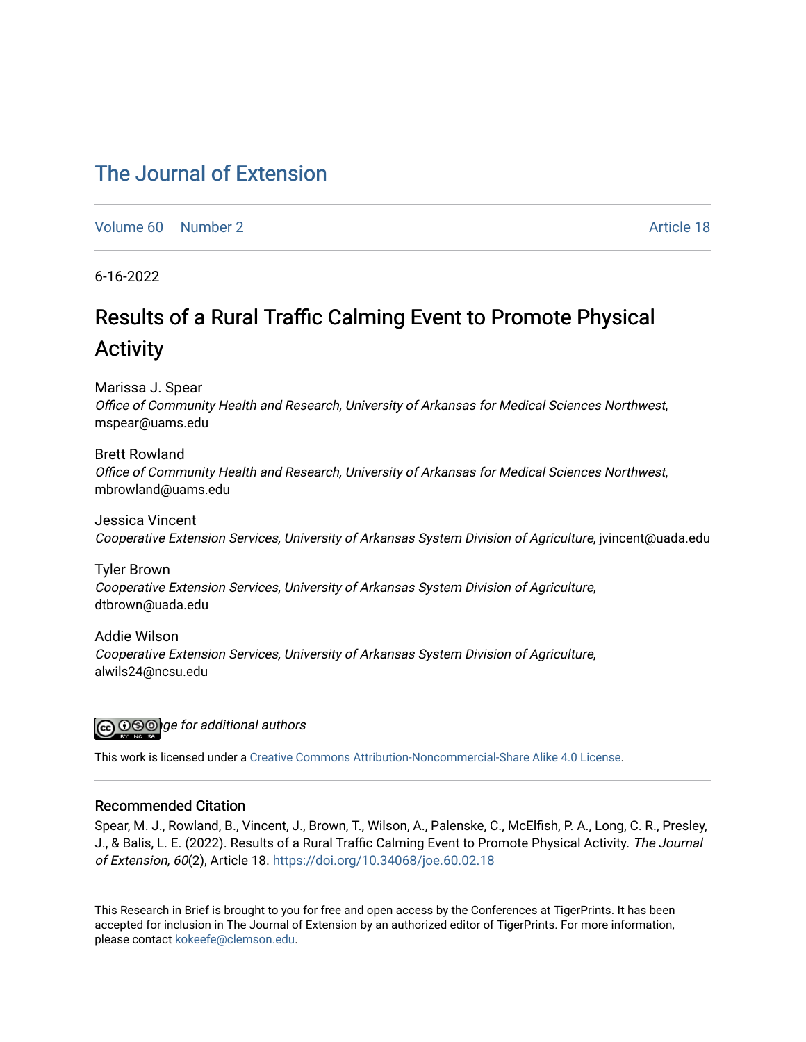# The Journal of Extension

Volume 60 | Number 2 | Article 18

6-16-2022

## Results of a Rural Traffic Calming Event to Promote Physical Activity

Marissa J. Spear
*Office of Community Health and Research, University of Arkansas for Medical Sciences Northwest*, mspear@uams.edu

Brett Rowland
*Office of Community Health and Research, University of Arkansas for Medical Sciences Northwest*, mbrowland@uams.edu

Jessica Vincent
*Cooperative Extension Services, University of Arkansas System Division of Agriculture*, jvincent@uada.edu

Tyler Brown
*Cooperative Extension Services, University of Arkansas System Division of Agriculture*, dtbrown@uada.edu

Addie Wilson
*Cooperative Extension Services, University of Arkansas System Division of Agriculture*, alwils24@ncsu.edu

*See next page for additional authors*

This work is licensed under a Creative Commons Attribution-Noncommercial-Share Alike 4.0 License.

### Recommended Citation

Spear, M. J., Rowland, B., Vincent, J., Brown, T., Wilson, A., Palenske, C., McElfish, P. A., Long, C. R., Presley, J., & Balis, L. E. (2022). Results of a Rural Traffic Calming Event to Promote Physical Activity. *The Journal of Extension, 60*(2), Article 18. https://doi.org/10.34068/joe.60.02.18

This Research in Brief is brought to you for free and open access by the Conferences at TigerPrints. It has been accepted for inclusion in The Journal of Extension by an authorized editor of TigerPrints. For more information, please contact kokeefe@clemson.edu.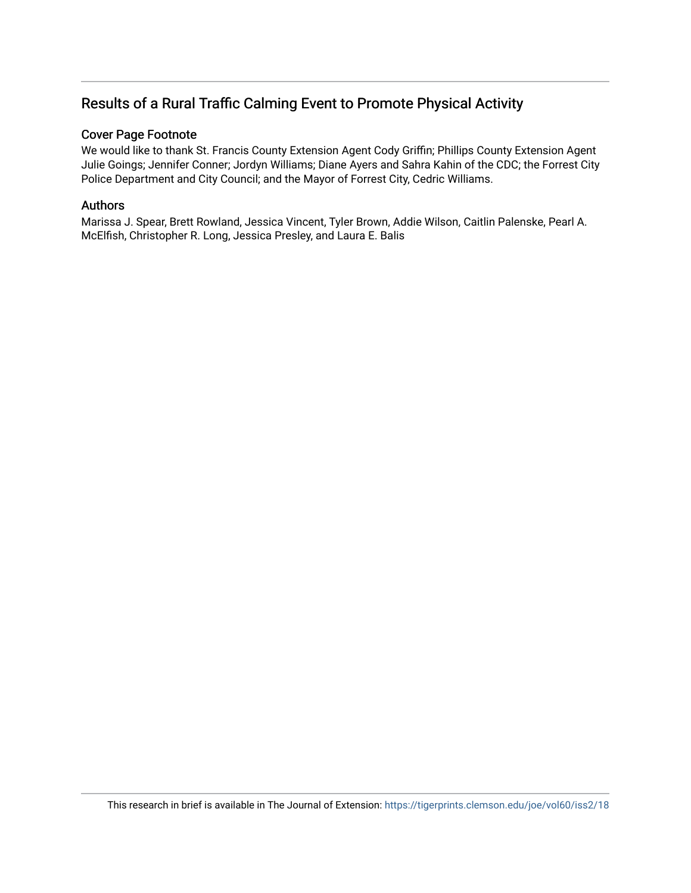## Results of a Rural Traffic Calming Event to Promote Physical Activity

### Cover Page Footnote

We would like to thank St. Francis County Extension Agent Cody Griffin; Phillips County Extension Agent Julie Goings; Jennifer Conner; Jordyn Williams; Diane Ayers and Sahra Kahin of the CDC; the Forrest City Police Department and City Council; and the Mayor of Forrest City, Cedric Williams.

### Authors

Marissa J. Spear, Brett Rowland, Jessica Vincent, Tyler Brown, Addie Wilson, Caitlin Palenske, Pearl A. McElfish, Christopher R. Long, Jessica Presley, and Laura E. Balis

This research in brief is available in The Journal of Extension: https://tigerprints.clemson.edu/joe/vol60/iss2/18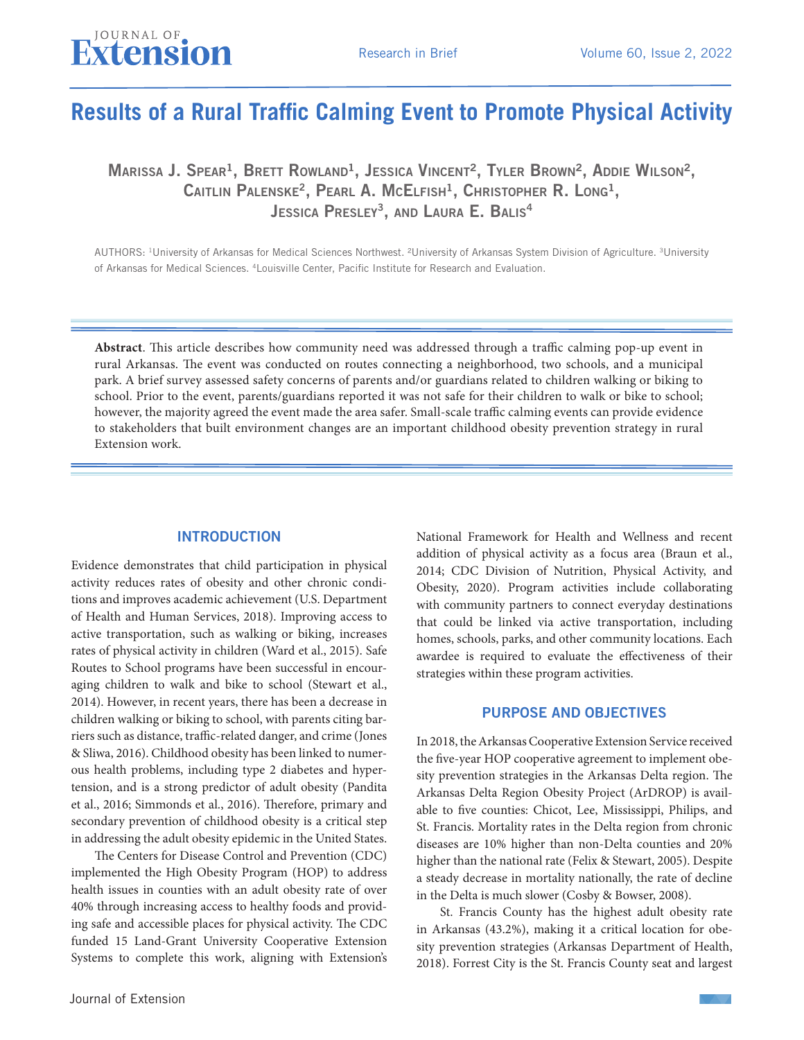# Results of a Rural Traffic Calming Event to Promote Physical Activity

**Marissa J. Spear[1], Brett Rowland[1], Jessica Vincent[2], Tyler Brown[2], Addie Wilson[2], Caitlin Palenske[2], Pearl A. McElfish[1], Christopher R. Long[1], Jessica Presley[3], and Laura E. Balis[4]**

AUTHORS: [1]University of Arkansas for Medical Sciences Northwest. [2]University of Arkansas System Division of Agriculture. [3]University of Arkansas for Medical Sciences. [4]Louisville Center, Pacific Institute for Research and Evaluation.

**Abstract**. This article describes how community need was addressed through a traffic calming pop-up event in rural Arkansas. The event was conducted on routes connecting a neighborhood, two schools, and a municipal park. A brief survey assessed safety concerns of parents and/or guardians related to children walking or biking to school. Prior to the event, parents/guardians reported it was not safe for their children to walk or bike to school; however, the majority agreed the event made the area safer. Small-scale traffic calming events can provide evidence to stakeholders that built environment changes are an important childhood obesity prevention strategy in rural Extension work.

## INTRODUCTION

Evidence demonstrates that child participation in physical activity reduces rates of obesity and other chronic conditions and improves academic achievement (U.S. Department of Health and Human Services, 2018). Improving access to active transportation, such as walking or biking, increases rates of physical activity in children (Ward et al., 2015). Safe Routes to School programs have been successful in encouraging children to walk and bike to school (Stewart et al., 2014). However, in recent years, there has been a decrease in children walking or biking to school, with parents citing barriers such as distance, traffic-related danger, and crime (Jones & Sliwa, 2016). Childhood obesity has been linked to numerous health problems, including type 2 diabetes and hypertension, and is a strong predictor of adult obesity (Pandita et al., 2016; Simmonds et al., 2016). Therefore, primary and secondary prevention of childhood obesity is a critical step in addressing the adult obesity epidemic in the United States.

The Centers for Disease Control and Prevention (CDC) implemented the High Obesity Program (HOP) to address health issues in counties with an adult obesity rate of over 40% through increasing access to healthy foods and providing safe and accessible places for physical activity. The CDC funded 15 Land-Grant University Cooperative Extension Systems to complete this work, aligning with Extension's National Framework for Health and Wellness and recent addition of physical activity as a focus area (Braun et al., 2014; CDC Division of Nutrition, Physical Activity, and Obesity, 2020). Program activities include collaborating with community partners to connect everyday destinations that could be linked via active transportation, including homes, schools, parks, and other community locations. Each awardee is required to evaluate the effectiveness of their strategies within these program activities.

## PURPOSE AND OBJECTIVES

In 2018, the Arkansas Cooperative Extension Service received the five-year HOP cooperative agreement to implement obesity prevention strategies in the Arkansas Delta region. The Arkansas Delta Region Obesity Project (ArDROP) is available to five counties: Chicot, Lee, Mississippi, Philips, and St. Francis. Mortality rates in the Delta region from chronic diseases are 10% higher than non-Delta counties and 20% higher than the national rate (Felix & Stewart, 2005). Despite a steady decrease in mortality nationally, the rate of decline in the Delta is much slower (Cosby & Bowser, 2008).

St. Francis County has the highest adult obesity rate in Arkansas (43.2%), making it a critical location for obesity prevention strategies (Arkansas Department of Health, 2018). Forrest City is the St. Francis County seat and largest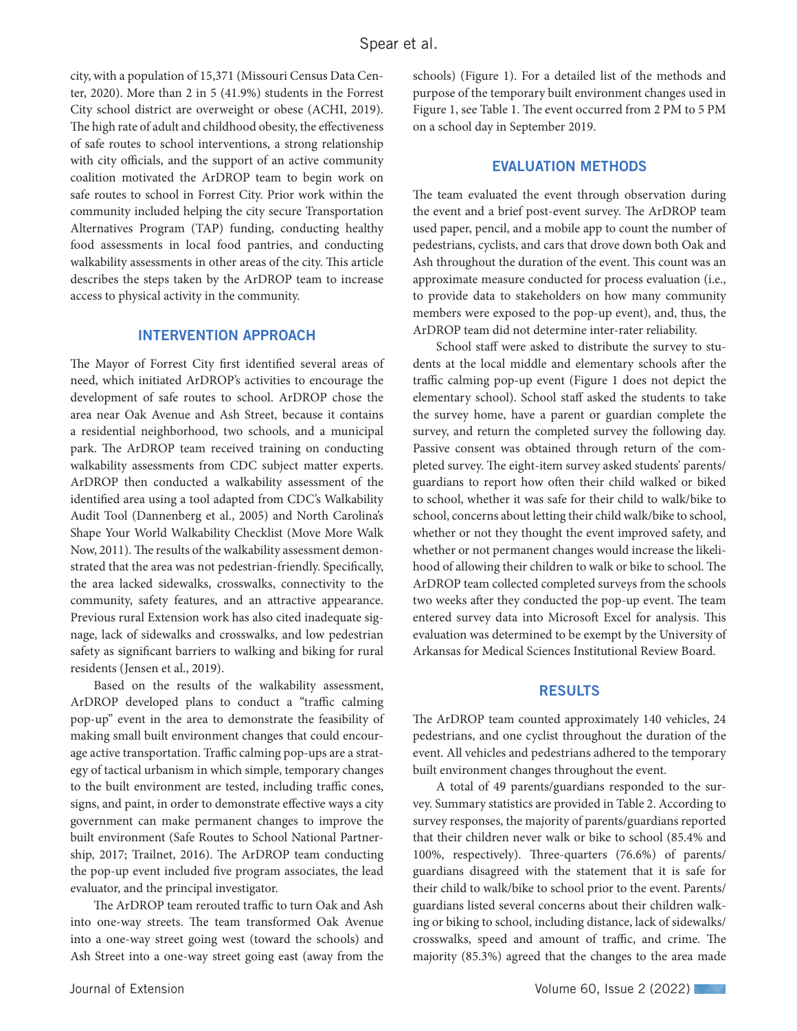city, with a population of 15,371 (Missouri Census Data Center, 2020). More than 2 in 5 (41.9%) students in the Forrest City school district are overweight or obese (ACHI, 2019). The high rate of adult and childhood obesity, the effectiveness of safe routes to school interventions, a strong relationship with city officials, and the support of an active community coalition motivated the ArDROP team to begin work on safe routes to school in Forrest City. Prior work within the community included helping the city secure Transportation Alternatives Program (TAP) funding, conducting healthy food assessments in local food pantries, and conducting walkability assessments in other areas of the city. This article describes the steps taken by the ArDROP team to increase access to physical activity in the community.

## INTERVENTION APPROACH

The Mayor of Forrest City first identified several areas of need, which initiated ArDROP's activities to encourage the development of safe routes to school. ArDROP chose the area near Oak Avenue and Ash Street, because it contains a residential neighborhood, two schools, and a municipal park. The ArDROP team received training on conducting walkability assessments from CDC subject matter experts. ArDROP then conducted a walkability assessment of the identified area using a tool adapted from CDC's Walkability Audit Tool (Dannenberg et al., 2005) and North Carolina's Shape Your World Walkability Checklist (Move More Walk Now, 2011). The results of the walkability assessment demonstrated that the area was not pedestrian-friendly. Specifically, the area lacked sidewalks, crosswalks, connectivity to the community, safety features, and an attractive appearance. Previous rural Extension work has also cited inadequate signage, lack of sidewalks and crosswalks, and low pedestrian safety as significant barriers to walking and biking for rural residents (Jensen et al., 2019).

Based on the results of the walkability assessment, ArDROP developed plans to conduct a "traffic calming pop-up" event in the area to demonstrate the feasibility of making small built environment changes that could encourage active transportation. Traffic calming pop-ups are a strategy of tactical urbanism in which simple, temporary changes to the built environment are tested, including traffic cones, signs, and paint, in order to demonstrate effective ways a city government can make permanent changes to improve the built environment (Safe Routes to School National Partnership, 2017; Trailnet, 2016). The ArDROP team conducting the pop-up event included five program associates, the lead evaluator, and the principal investigator.

The ArDROP team rerouted traffic to turn Oak and Ash into one-way streets. The team transformed Oak Avenue into a one-way street going west (toward the schools) and Ash Street into a one-way street going east (away from the schools) (Figure 1). For a detailed list of the methods and purpose of the temporary built environment changes used in Figure 1, see Table 1. The event occurred from 2 PM to 5 PM on a school day in September 2019.

## EVALUATION METHODS

The team evaluated the event through observation during the event and a brief post-event survey. The ArDROP team used paper, pencil, and a mobile app to count the number of pedestrians, cyclists, and cars that drove down both Oak and Ash throughout the duration of the event. This count was an approximate measure conducted for process evaluation (i.e., to provide data to stakeholders on how many community members were exposed to the pop-up event), and, thus, the ArDROP team did not determine inter-rater reliability.

School staff were asked to distribute the survey to students at the local middle and elementary schools after the traffic calming pop-up event (Figure 1 does not depict the elementary school). School staff asked the students to take the survey home, have a parent or guardian complete the survey, and return the completed survey the following day. Passive consent was obtained through return of the completed survey. The eight-item survey asked students' parents/guardians to report how often their child walked or biked to school, whether it was safe for their child to walk/bike to school, concerns about letting their child walk/bike to school, whether or not they thought the event improved safety, and whether or not permanent changes would increase the likelihood of allowing their children to walk or bike to school. The ArDROP team collected completed surveys from the schools two weeks after they conducted the pop-up event. The team entered survey data into Microsoft Excel for analysis. This evaluation was determined to be exempt by the University of Arkansas for Medical Sciences Institutional Review Board.

## RESULTS

The ArDROP team counted approximately 140 vehicles, 24 pedestrians, and one cyclist throughout the duration of the event. All vehicles and pedestrians adhered to the temporary built environment changes throughout the event.

A total of 49 parents/guardians responded to the survey. Summary statistics are provided in Table 2. According to survey responses, the majority of parents/guardians reported that their children never walk or bike to school (85.4% and 100%, respectively). Three-quarters (76.6%) of parents/guardians disagreed with the statement that it is safe for their child to walk/bike to school prior to the event. Parents/guardians listed several concerns about their children walking or biking to school, including distance, lack of sidewalks/crosswalks, speed and amount of traffic, and crime. The majority (85.3%) agreed that the changes to the area made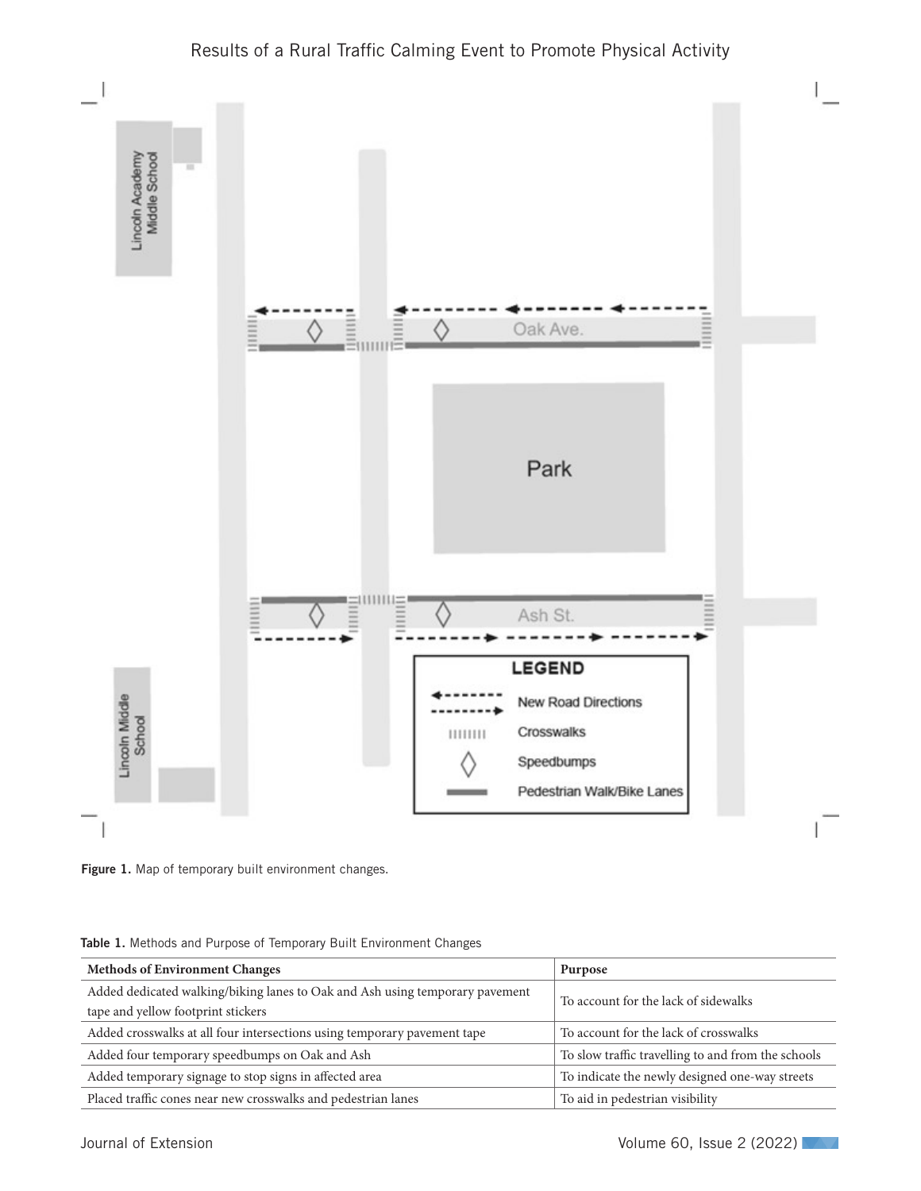Figure 1. Map of temporary built environment changes.

**Table 1.** Methods and Purpose of Temporary Built Environment Changes

| Methods of Environment Changes | Purpose |
| --- | --- |
| Added dedicated walking/biking lanes to Oak and Ash using temporary pavement tape and yellow footprint stickers | To account for the lack of sidewalks |
| Added crosswalks at all four intersections using temporary pavement tape | To account for the lack of crosswalks |
| Added four temporary speedbumps on Oak and Ash | To slow traffic travelling to and from the schools |
| Added temporary signage to stop signs in affected area | To indicate the newly designed one-way streets |
| Placed traffic cones near new crosswalks and pedestrian lanes | To aid in pedestrian visibility |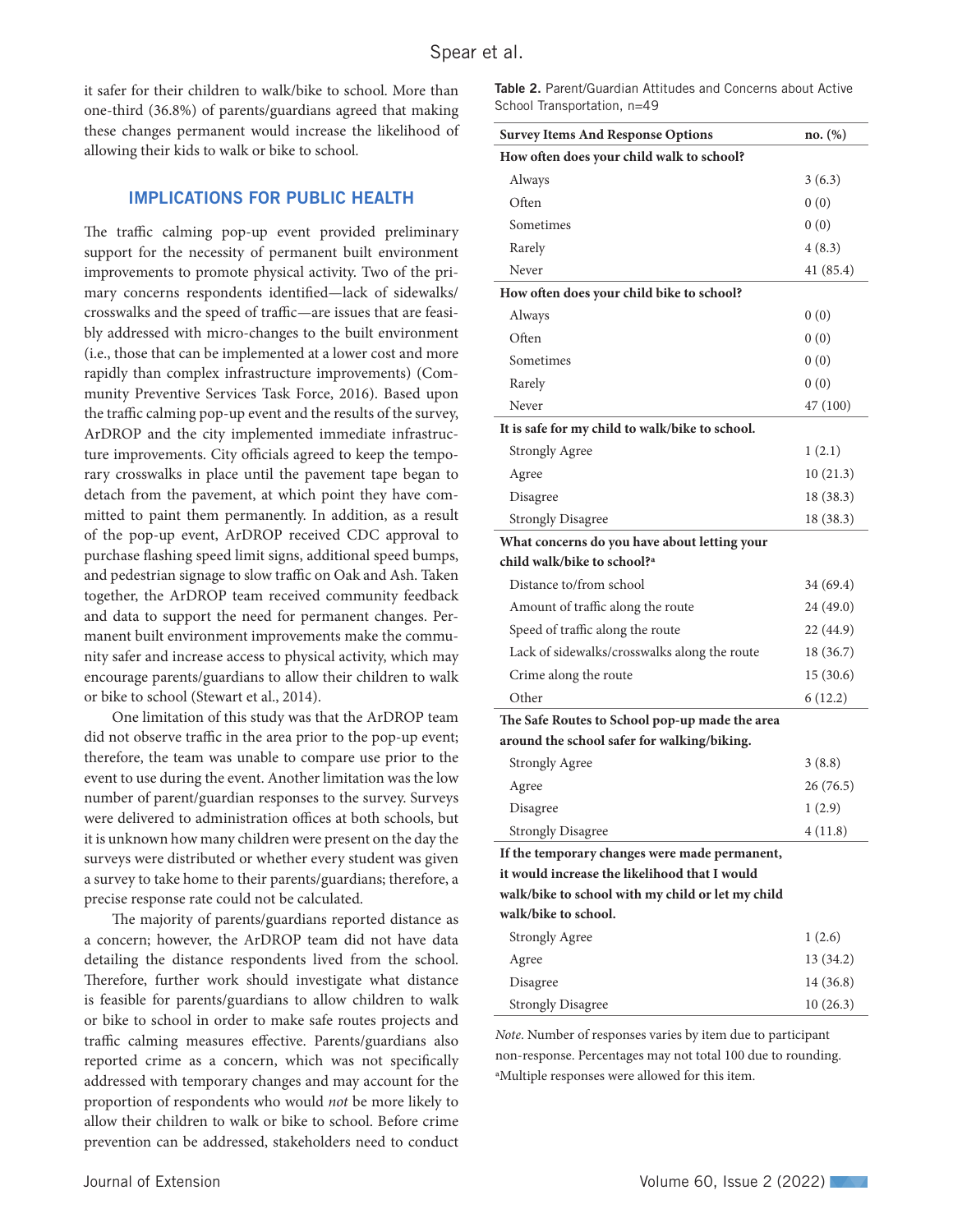it safer for their children to walk/bike to school. More than one-third (36.8%) of parents/guardians agreed that making these changes permanent would increase the likelihood of allowing their kids to walk or bike to school.

## IMPLICATIONS FOR PUBLIC HEALTH

The traffic calming pop-up event provided preliminary support for the necessity of permanent built environment improvements to promote physical activity. Two of the primary concerns respondents identified—lack of sidewalks/crosswalks and the speed of traffic—are issues that are feasibly addressed with micro-changes to the built environment (i.e., those that can be implemented at a lower cost and more rapidly than complex infrastructure improvements) (Community Preventive Services Task Force, 2016). Based upon the traffic calming pop-up event and the results of the survey, ArDROP and the city implemented immediate infrastructure improvements. City officials agreed to keep the temporary crosswalks in place until the pavement tape began to detach from the pavement, at which point they have committed to paint them permanently. In addition, as a result of the pop-up event, ArDROP received CDC approval to purchase flashing speed limit signs, additional speed bumps, and pedestrian signage to slow traffic on Oak and Ash. Taken together, the ArDROP team received community feedback and data to support the need for permanent changes. Permanent built environment improvements make the community safer and increase access to physical activity, which may encourage parents/guardians to allow their children to walk or bike to school (Stewart et al., 2014).

One limitation of this study was that the ArDROP team did not observe traffic in the area prior to the pop-up event; therefore, the team was unable to compare use prior to the event to use during the event. Another limitation was the low number of parent/guardian responses to the survey. Surveys were delivered to administration offices at both schools, but it is unknown how many children were present on the day the surveys were distributed or whether every student was given a survey to take home to their parents/guardians; therefore, a precise response rate could not be calculated.

The majority of parents/guardians reported distance as a concern; however, the ArDROP team did not have data detailing the distance respondents lived from the school. Therefore, further work should investigate what distance is feasible for parents/guardians to allow children to walk or bike to school in order to make safe routes projects and traffic calming measures effective. Parents/guardians also reported crime as a concern, which was not specifically addressed with temporary changes and may account for the proportion of respondents who would *not* be more likely to allow their children to walk or bike to school. Before crime prevention can be addressed, stakeholders need to conduct

**Table 2.** Parent/Guardian Attitudes and Concerns about Active School Transportation, n=49

| Survey Items And Response Options | no. (%) |
|---|---|
| **How often does your child walk to school?** | |
| Always | 3 (6.3) |
| Often | 0 (0) |
| Sometimes | 0 (0) |
| Rarely | 4 (8.3) |
| Never | 41 (85.4) |
| **How often does your child bike to school?** | |
| Always | 0 (0) |
| Often | 0 (0) |
| Sometimes | 0 (0) |
| Rarely | 0 (0) |
| Never | 47 (100) |
| **It is safe for my child to walk/bike to school.** | |
| Strongly Agree | 1 (2.1) |
| Agree | 10 (21.3) |
| Disagree | 18 (38.3) |
| Strongly Disagree | 18 (38.3) |
| **What concerns do you have about letting your child walk/bike to school?[a]** | |
| Distance to/from school | 34 (69.4) |
| Amount of traffic along the route | 24 (49.0) |
| Speed of traffic along the route | 22 (44.9) |
| Lack of sidewalks/crosswalks along the route | 18 (36.7) |
| Crime along the route | 15 (30.6) |
| Other | 6 (12.2) |
| **The Safe Routes to School pop-up made the area around the school safer for walking/biking.** | |
| Strongly Agree | 3 (8.8) |
| Agree | 26 (76.5) |
| Disagree | 1 (2.9) |
| Strongly Disagree | 4 (11.8) |
| **If the temporary changes were made permanent, it would increase the likelihood that I would walk/bike to school with my child or let my child walk/bike to school.** | |
| Strongly Agree | 1 (2.6) |
| Agree | 13 (34.2) |
| Disagree | 14 (36.8) |
| Strongly Disagree | 10 (26.3) |

*Note*. Number of responses varies by item due to participant non-response. Percentages may not total 100 due to rounding.
[a]Multiple responses were allowed for this item.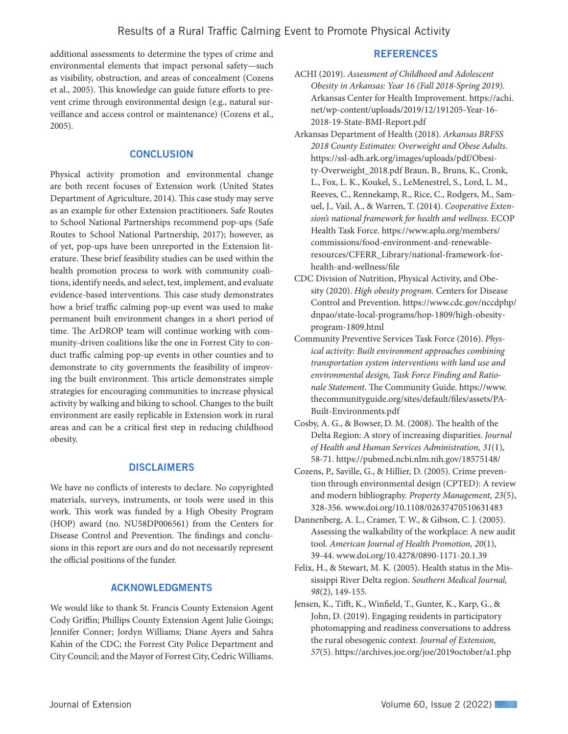additional assessments to determine the types of crime and environmental elements that impact personal safety—such as visibility, obstruction, and areas of concealment (Cozens et al., 2005). This knowledge can guide future efforts to prevent crime through environmental design (e.g., natural surveillance and access control or maintenance) (Cozens et al., 2005).

## CONCLUSION

Physical activity promotion and environmental change are both recent focuses of Extension work (United States Department of Agriculture, 2014). This case study may serve as an example for other Extension practitioners. Safe Routes to School National Partnerships recommend pop-ups (Safe Routes to School National Partnership, 2017); however, as of yet, pop-ups have been unreported in the Extension literature. These brief feasibility studies can be used within the health promotion process to work with community coalitions, identify needs, and select, test, implement, and evaluate evidence-based interventions. This case study demonstrates how a brief traffic calming pop-up event was used to make permanent built environment changes in a short period of time. The ArDROP team will continue working with community-driven coalitions like the one in Forrest City to conduct traffic calming pop-up events in other counties and to demonstrate to city governments the feasibility of improving the built environment. This article demonstrates simple strategies for encouraging communities to increase physical activity by walking and biking to school. Changes to the built environment are easily replicable in Extension work in rural areas and can be a critical first step in reducing childhood obesity.

## DISCLAIMERS

We have no conflicts of interests to declare. No copyrighted materials, surveys, instruments, or tools were used in this work. This work was funded by a High Obesity Program (HOP) award (no. NU58DP006561) from the Centers for Disease Control and Prevention. The findings and conclusions in this report are ours and do not necessarily represent the official positions of the funder.

## ACKNOWLEDGMENTS

We would like to thank St. Francis County Extension Agent Cody Griffin; Phillips County Extension Agent Julie Goings; Jennifer Conner; Jordyn Williams; Diane Ayers and Sahra Kahin of the CDC; the Forrest City Police Department and City Council; and the Mayor of Forrest City, Cedric Williams.

## REFERENCES

ACHI (2019). *Assessment of Childhood and Adolescent Obesity in Arkansas: Year 16 (Fall 2018-Spring 2019).* Arkansas Center for Health Improvement. https://achi.net/wp-content/uploads/2019/12/191205-Year-16-2018-19-State-BMI-Report.pdf

Arkansas Department of Health (2018). *Arkansas BRFSS 2018 County Estimates: Overweight and Obese Adults.* https://ssl-adh.ark.org/images/uploads/pdf/Obesity-Overweight_2018.pdf Braun, B., Bruns, K., Cronk, L., Fox, L. K., Koukel, S., LeMenestrel, S., Lord, L. M., Reeves, C., Rennekamp, R., Rice, C., Rodgers, M., Samuel, J., Vail, A., & Warren, T. (2014). *Cooperative Extension's national framework for health and wellness.* ECOP Health Task Force. https://www.aplu.org/members/commissions/food-environment-and-renewable-resources/CFERR_Library/national-framework-for-health-and-wellness/file

CDC Division of Nutrition, Physical Activity, and Obesity (2020). *High obesity program.* Centers for Disease Control and Prevention. https://www.cdc.gov/nccdphp/dnpao/state-local-programs/hop-1809/high-obesity-program-1809.html

Community Preventive Services Task Force (2016). *Physical activity: Built environment approaches combining transportation system interventions with land use and environmental design, Task Force Finding and Rationale Statement.* The Community Guide. https://www.thecommunityguide.org/sites/default/files/assets/PA-Built-Environments.pdf

Cosby, A. G., & Bowser, D. M. (2008). The health of the Delta Region: A story of increasing disparities. *Journal of Health and Human Services Administration, 31*(1), 58-71. https://pubmed.ncbi.nlm.nih.gov/18575148/

Cozens, P., Saville, G., & Hillier, D. (2005). Crime prevention through environmental design (CPTED): A review and modern bibliography. *Property Management, 23*(5), 328-356. www.doi.org/10.1108/02637470510631483

Dannenberg, A. L., Cramer, T. W., & Gibson, C. J. (2005). Assessing the walkability of the workplace: A new audit tool. *American Journal of Health Promotion, 20*(1), 39-44. www.doi.org/10.4278/0890-1171-20.1.39

Felix, H., & Stewart, M. K. (2005). Health status in the Mississippi River Delta region. *Southern Medical Journal, 98*(2), 149-155.

Jensen, K., Tifft, K., Winfield, T., Gunter, K., Karp, G., & John, D. (2019). Engaging residents in participatory photomapping and readiness conversations to address the rural obesogenic context. *Journal of Extension, 57*(5). https://archives.joe.org/joe/2019october/a1.php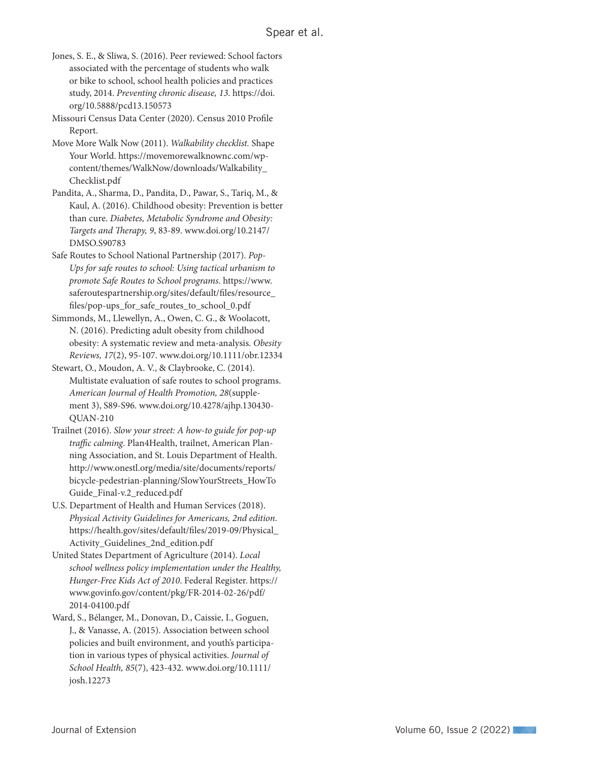Jones, S. E., & Sliwa, S. (2016). Peer reviewed: School factors associated with the percentage of students who walk or bike to school, school health policies and practices study, 2014. *Preventing chronic disease, 13*. https://doi.org/10.5888/pcd13.150573

Missouri Census Data Center (2020). Census 2010 Profile Report.

Move More Walk Now (2011). *Walkability checklist.* Shape Your World. https://movemorewalknownc.com/wp-content/themes/WalkNow/downloads/Walkability_Checklist.pdf

Pandita, A., Sharma, D., Pandita, D., Pawar, S., Tariq, M., & Kaul, A. (2016). Childhood obesity: Prevention is better than cure. *Diabetes, Metabolic Syndrome and Obesity: Targets and Therapy, 9*, 83-89. www.doi.org/10.2147/DMSO.S90783

Safe Routes to School National Partnership (2017). *Pop-Ups for safe routes to school: Using tactical urbanism to promote Safe Routes to School programs*. https://www.saferoutespartnership.org/sites/default/files/resource_files/pop-ups_for_safe_routes_to_school_0.pdf

Simmonds, M., Llewellyn, A., Owen, C. G., & Woolacott, N. (2016). Predicting adult obesity from childhood obesity: A systematic review and meta-analysis. *Obesity Reviews, 17*(2), 95-107. www.doi.org/10.1111/obr.12334

Stewart, O., Moudon, A. V., & Claybrooke, C. (2014). Multistate evaluation of safe routes to school programs. *American Journal of Health Promotion, 28*(supplement 3), S89-S96. www.doi.org/10.4278/ajhp.130430-QUAN-210

Trailnet (2016). *Slow your street: A how-to guide for pop-up traffic calming*. Plan4Health, trailnet, American Planning Association, and St. Louis Department of Health. http://www.onestl.org/media/site/documents/reports/bicycle-pedestrian-planning/SlowYourStreets_HowToGuide_Final-v.2_reduced.pdf

U.S. Department of Health and Human Services (2018). *Physical Activity Guidelines for Americans, 2nd edition*. https://health.gov/sites/default/files/2019-09/Physical_Activity_Guidelines_2nd_edition.pdf

United States Department of Agriculture (2014). *Local school wellness policy implementation under the Healthy, Hunger-Free Kids Act of 2010*. Federal Register. https://www.govinfo.gov/content/pkg/FR-2014-02-26/pdf/2014-04100.pdf

Ward, S., Bélanger, M., Donovan, D., Caissie, I., Goguen, J., & Vanasse, A. (2015). Association between school policies and built environment, and youth's participation in various types of physical activities. *Journal of School Health, 85*(7), 423-432. www.doi.org/10.1111/josh.12273